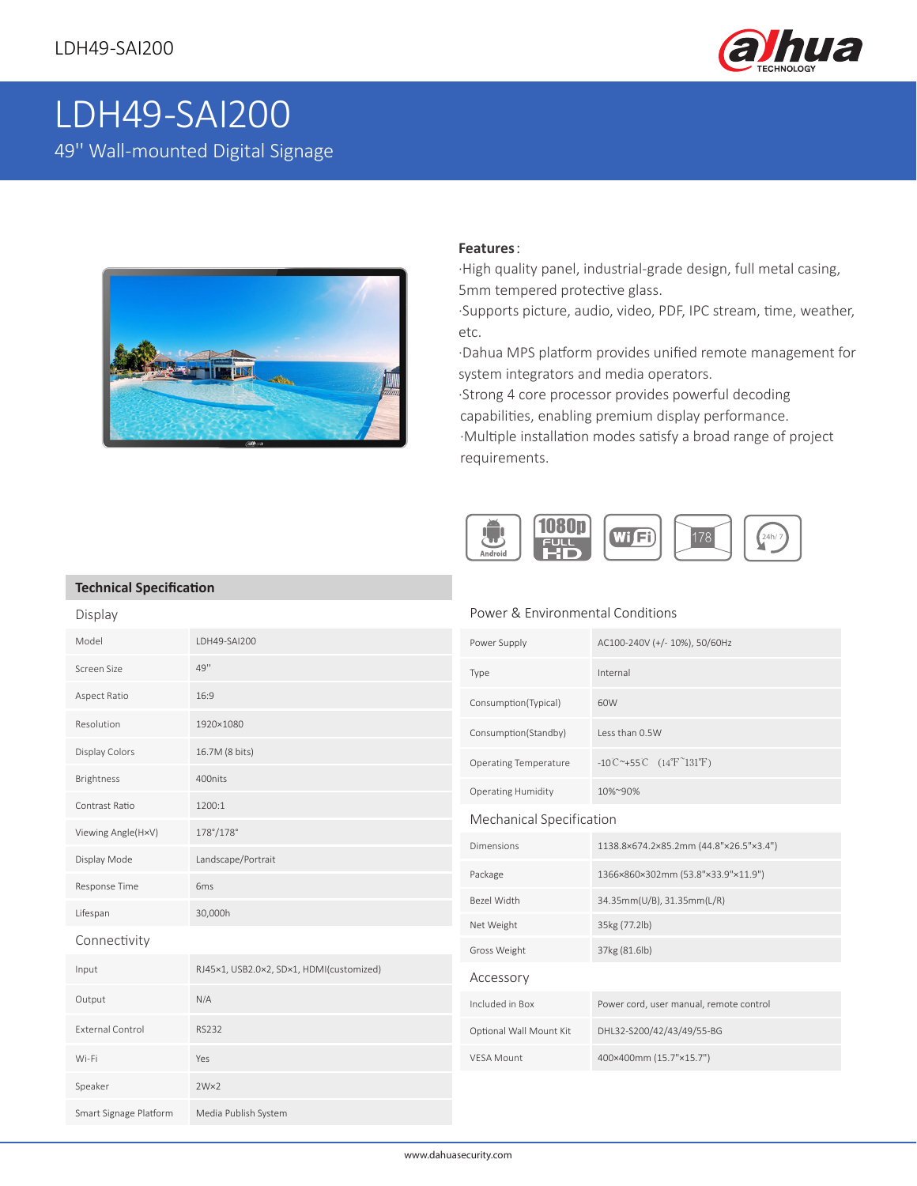# LDH49-SAI200

49'' Wall-mounted Digital Signage

**Features**:

·High quality panel, industrial-grade design, full metal casing, 5mm tempered protective glass.

·Supports picture, audio, video, PDF, IPC stream, time, weather, etc.

·Dahua MPS platform provides unified remote management for system integrators and media operators.

·Strong 4 core processor provides powerful decoding capabilities, enabling premium display performance.

·Multiple installation modes satisfy a broad range of project requirements.

## Technical Specification

### Display

| | |
|---|---|
| Model | LDH49-SAI200 |
| Screen Size | 49'' |
| Aspect Ratio | 16:9 |
| Resolution | 1920×1080 |
| Display Colors | 16.7M (8 bits) |
| Brightness | 400nits |
| Contrast Ratio | 1200:1 |
| Viewing Angle(H×V) | 178°/178° |
| Display Mode | Landscape/Portrait |
| Response Time | 6ms |
| Lifespan | 30,000h |

### Connectivity

| | |
|---|---|
| Input | RJ45×1, USB2.0×2, SD×1, HDMI(customized) |
| Output | N/A |
| External Control | RS232 |
| Wi-Fi | Yes |
| Speaker | 2W×2 |
| Smart Signage Platform | Media Publish System |

### Power & Environmental Conditions

| | |
|---|---|
| Power Supply | AC100-240V (+/- 10%), 50/60Hz |
| Type | Internal |
| Consumption(Typical) | 60W |
| Consumption(Standby) | Less than 0.5W |
| Operating Temperature | -10℃~+55℃ (14℉~131℉) |
| Operating Humidity | 10%~90% |

### Mechanical Specification

| | |
|---|---|
| Dimensions | 1138.8×674.2×85.2mm (44.8"×26.5"×3.4") |
| Package | 1366×860×302mm (53.8"×33.9"×11.9") |
| Bezel Width | 34.35mm(U/B), 31.35mm(L/R) |
| Net Weight | 35kg (77.2lb) |
| Gross Weight | 37kg (81.6lb) |

### Accessory

| | |
|---|---|
| Included in Box | Power cord, user manual, remote control |
| Optional Wall Mount Kit | DHL32-S200/42/43/49/55-BG |
| VESA Mount | 400×400mm (15.7"×15.7") |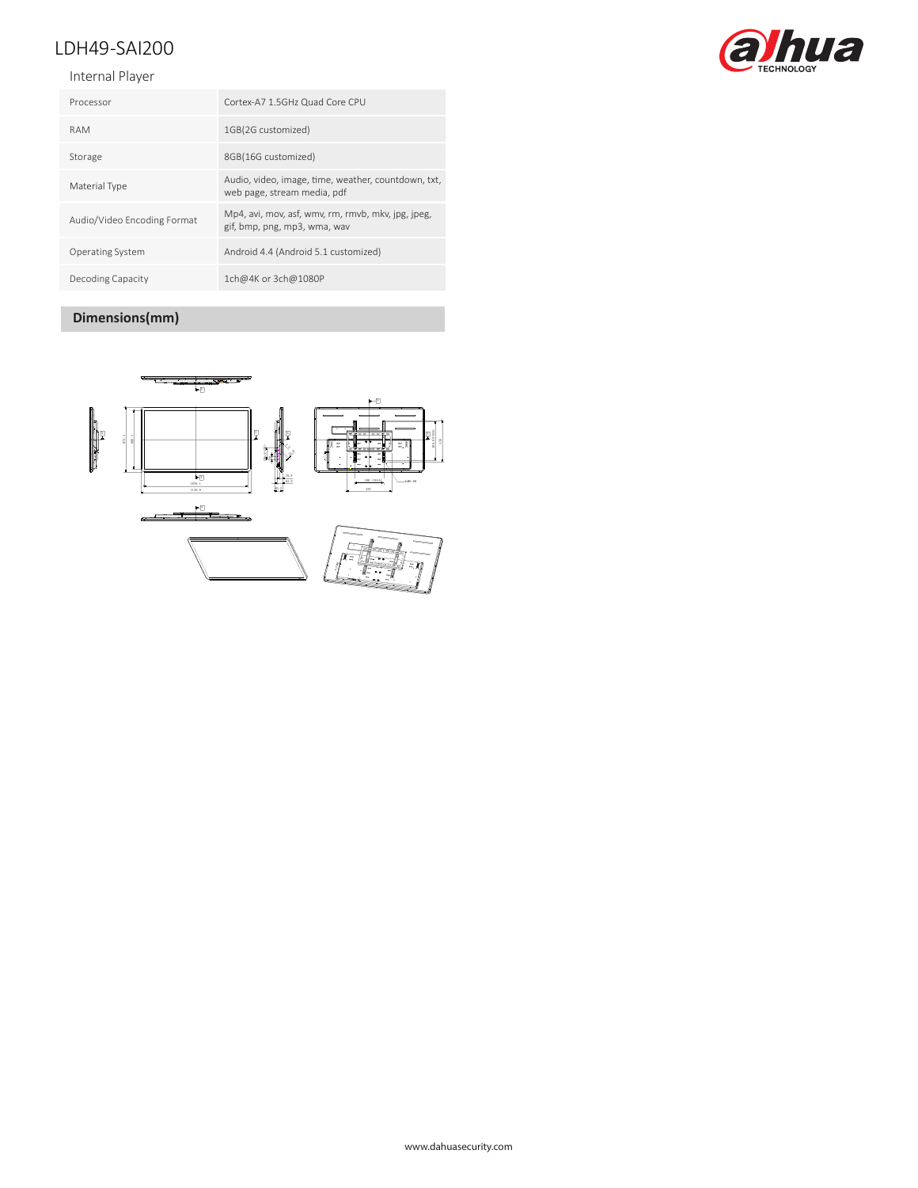# LDH49-SAI200

## Internal Player

| | |
|---|---|
| Processor | Cortex-A7 1.5GHz Quad Core CPU |
| RAM | 1GB(2G customized) |
| Storage | 8GB(16G customized) |
| Material Type | Audio, video, image, time, weather, countdown, txt, web page, stream media, pdf |
| Audio/Video Encoding Format | Mp4, avi, mov, asf, wmv, rm, rmvb, mkv, jpg, jpeg, gif, bmp, png, mp3, wma, wav |
| Operating System | Android 4.4 (Android 5.1 customized) |
| Decoding Capacity | 1ch@4K or 3ch@1080P |

## Dimensions(mm)